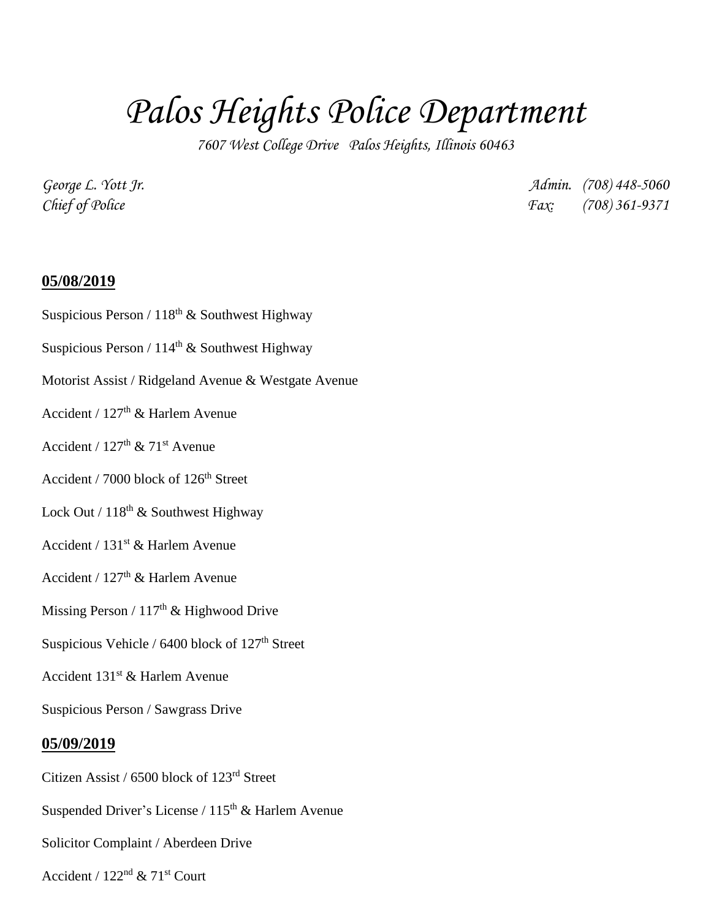# *Palos Heights Police Department*

*7607 West College Drive Palos Heights, Illinois 60463*

*George L. Yott Jr.*
*Chief of Police*

*Admin. (708) 448-5060*
*Fax: (708) 361-9371*

**05/08/2019**

Suspicious Person / 118th & Southwest Highway

Suspicious Person / 114th & Southwest Highway

Motorist Assist / Ridgeland Avenue & Westgate Avenue

Accident / 127th & Harlem Avenue

Accident / 127th & 71st Avenue

Accident / 7000 block of 126th Street

Lock Out / 118th & Southwest Highway

Accident / 131st & Harlem Avenue

Accident / 127th & Harlem Avenue

Missing Person / 117th & Highwood Drive

Suspicious Vehicle / 6400 block of 127th Street

Accident 131st & Harlem Avenue

Suspicious Person / Sawgrass Drive

**05/09/2019**

Citizen Assist / 6500 block of 123rd Street

Suspended Driver's License / 115th & Harlem Avenue

Solicitor Complaint / Aberdeen Drive

Accident / 122nd & 71st Court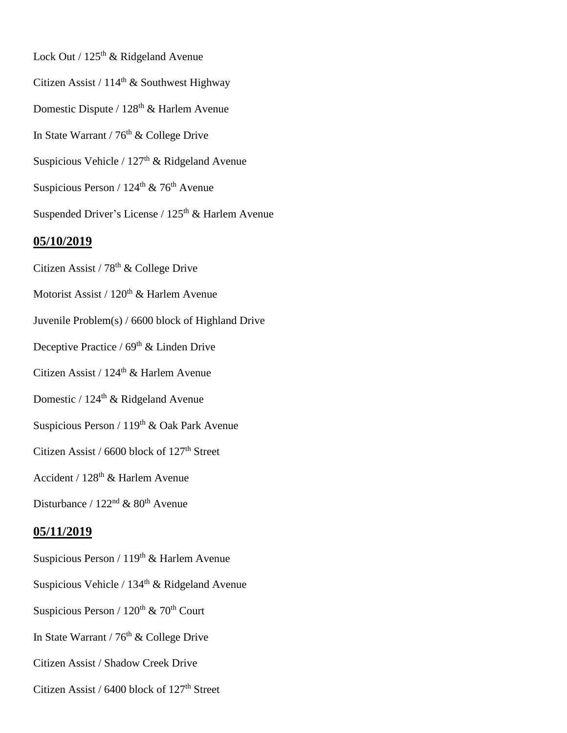Lock Out / 125th & Ridgeland Avenue

Citizen Assist / 114th & Southwest Highway

Domestic Dispute / 128th & Harlem Avenue

In State Warrant / 76th & College Drive

Suspicious Vehicle / 127th & Ridgeland Avenue

Suspicious Person / 124th & 76th Avenue

Suspended Driver's License / 125th & Harlem Avenue

## 05/10/2019

Citizen Assist / 78th & College Drive

Motorist Assist / 120th & Harlem Avenue

Juvenile Problem(s) / 6600 block of Highland Drive

Deceptive Practice / 69th & Linden Drive

Citizen Assist / 124th & Harlem Avenue

Domestic / 124th & Ridgeland Avenue

Suspicious Person / 119th & Oak Park Avenue

Citizen Assist / 6600 block of 127th Street

Accident / 128th & Harlem Avenue

Disturbance / 122nd & 80th Avenue

## 05/11/2019

Suspicious Person / 119th & Harlem Avenue

Suspicious Vehicle / 134th & Ridgeland Avenue

Suspicious Person / 120th & 70th Court

In State Warrant / 76th & College Drive

Citizen Assist / Shadow Creek Drive

Citizen Assist / 6400 block of 127th Street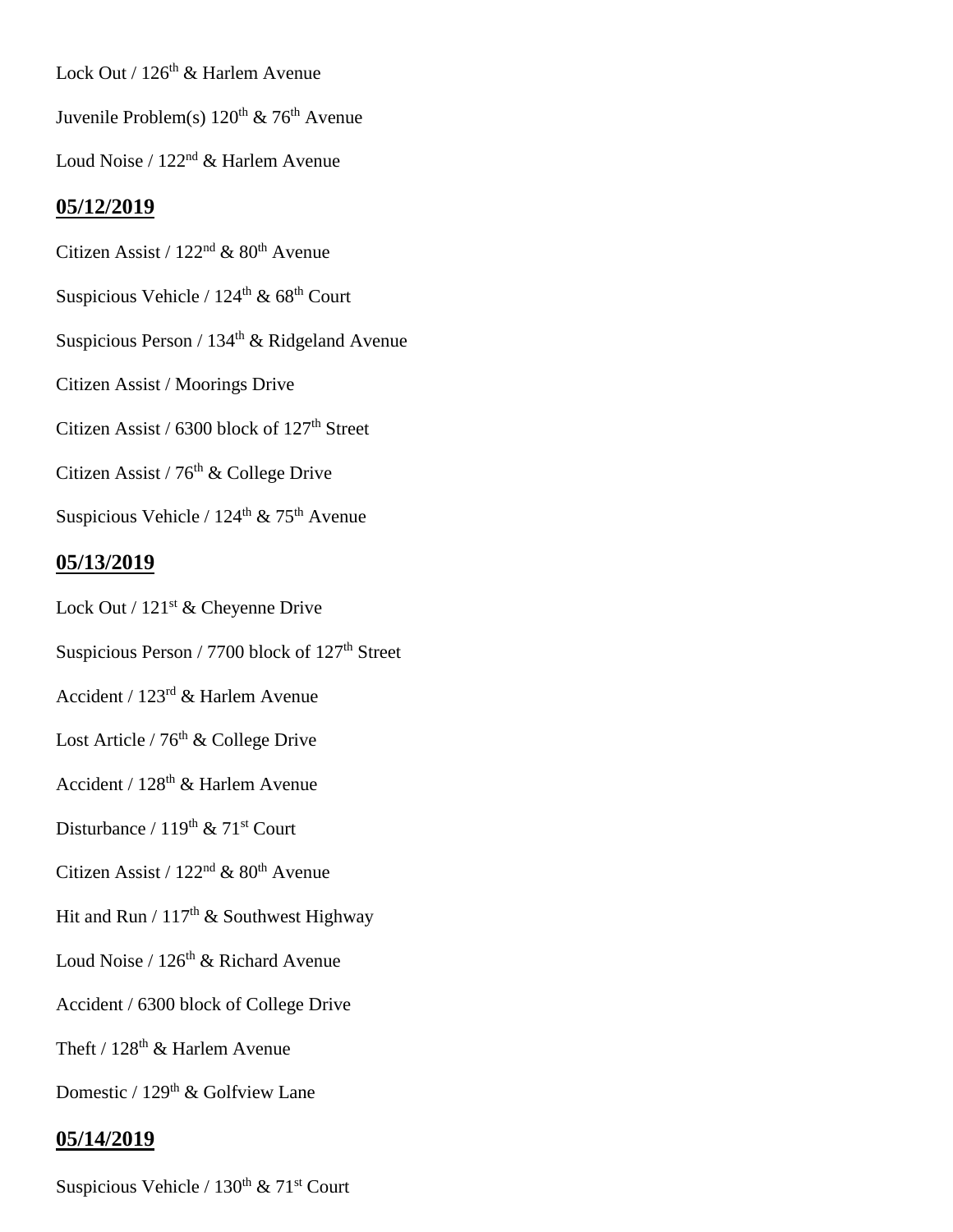Lock Out / 126th & Harlem Avenue

Juvenile Problem(s) 120th & 76th Avenue

Loud Noise / 122nd & Harlem Avenue

## 05/12/2019

Citizen Assist / 122nd & 80th Avenue

Suspicious Vehicle / 124th & 68th Court

Suspicious Person / 134th & Ridgeland Avenue

Citizen Assist / Moorings Drive

Citizen Assist / 6300 block of 127th Street

Citizen Assist / 76th & College Drive

Suspicious Vehicle / 124th & 75th Avenue

## 05/13/2019

Lock Out / 121st & Cheyenne Drive

Suspicious Person / 7700 block of 127th Street

Accident / 123rd & Harlem Avenue

Lost Article / 76th & College Drive

Accident / 128th & Harlem Avenue

Disturbance / 119th & 71st Court

Citizen Assist / 122nd & 80th Avenue

Hit and Run / 117th & Southwest Highway

Loud Noise / 126th & Richard Avenue

Accident / 6300 block of College Drive

Theft / 128th & Harlem Avenue

Domestic / 129th & Golfview Lane

## 05/14/2019

Suspicious Vehicle / 130th & 71st Court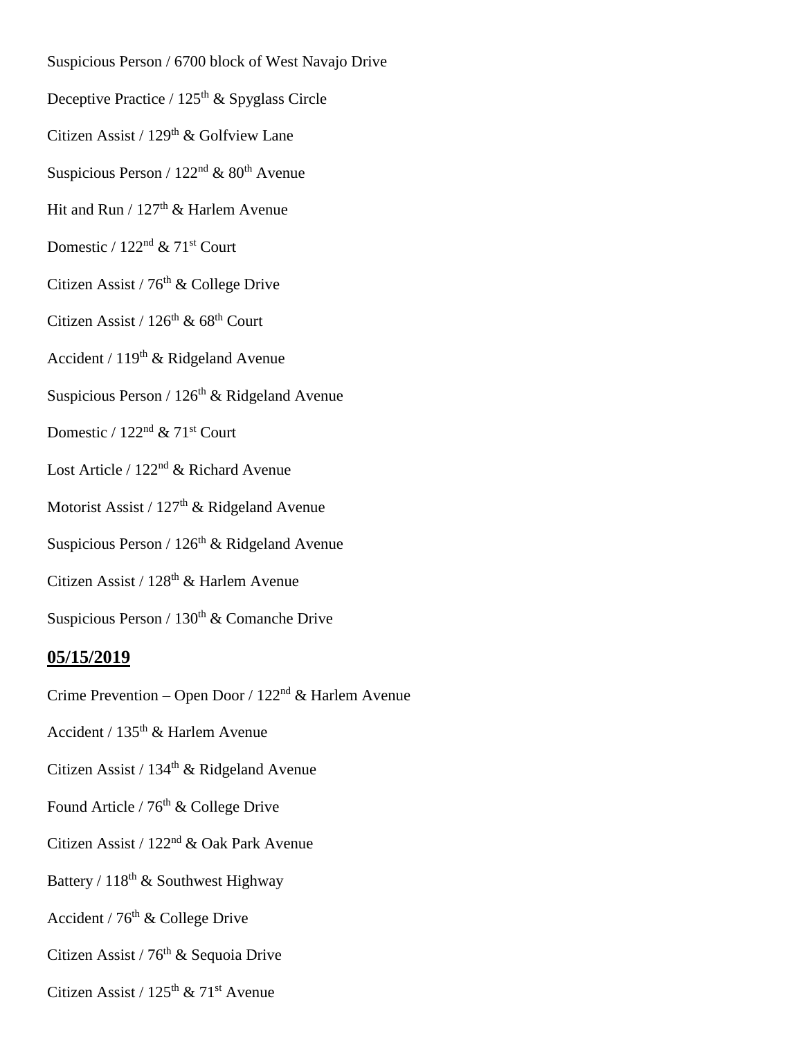Suspicious Person / 6700 block of West Navajo Drive

Deceptive Practice / 125th & Spyglass Circle

Citizen Assist / 129th & Golfview Lane

Suspicious Person / 122nd & 80th Avenue

Hit and Run / 127th & Harlem Avenue

Domestic / 122nd & 71st Court

Citizen Assist / 76th & College Drive

Citizen Assist / 126th & 68th Court

Accident / 119th & Ridgeland Avenue

Suspicious Person / 126th & Ridgeland Avenue

Domestic / 122nd & 71st Court

Lost Article / 122nd & Richard Avenue

Motorist Assist / 127th & Ridgeland Avenue

Suspicious Person / 126th & Ridgeland Avenue

Citizen Assist / 128th & Harlem Avenue

Suspicious Person / 130th & Comanche Drive

**<u>05/15/2019</u>**

Crime Prevention – Open Door / 122nd & Harlem Avenue

Accident / 135th & Harlem Avenue

Citizen Assist / 134th & Ridgeland Avenue

Found Article / 76th & College Drive

Citizen Assist / 122nd & Oak Park Avenue

Battery / 118th & Southwest Highway

Accident / 76th & College Drive

Citizen Assist / 76th & Sequoia Drive

Citizen Assist / 125th & 71st Avenue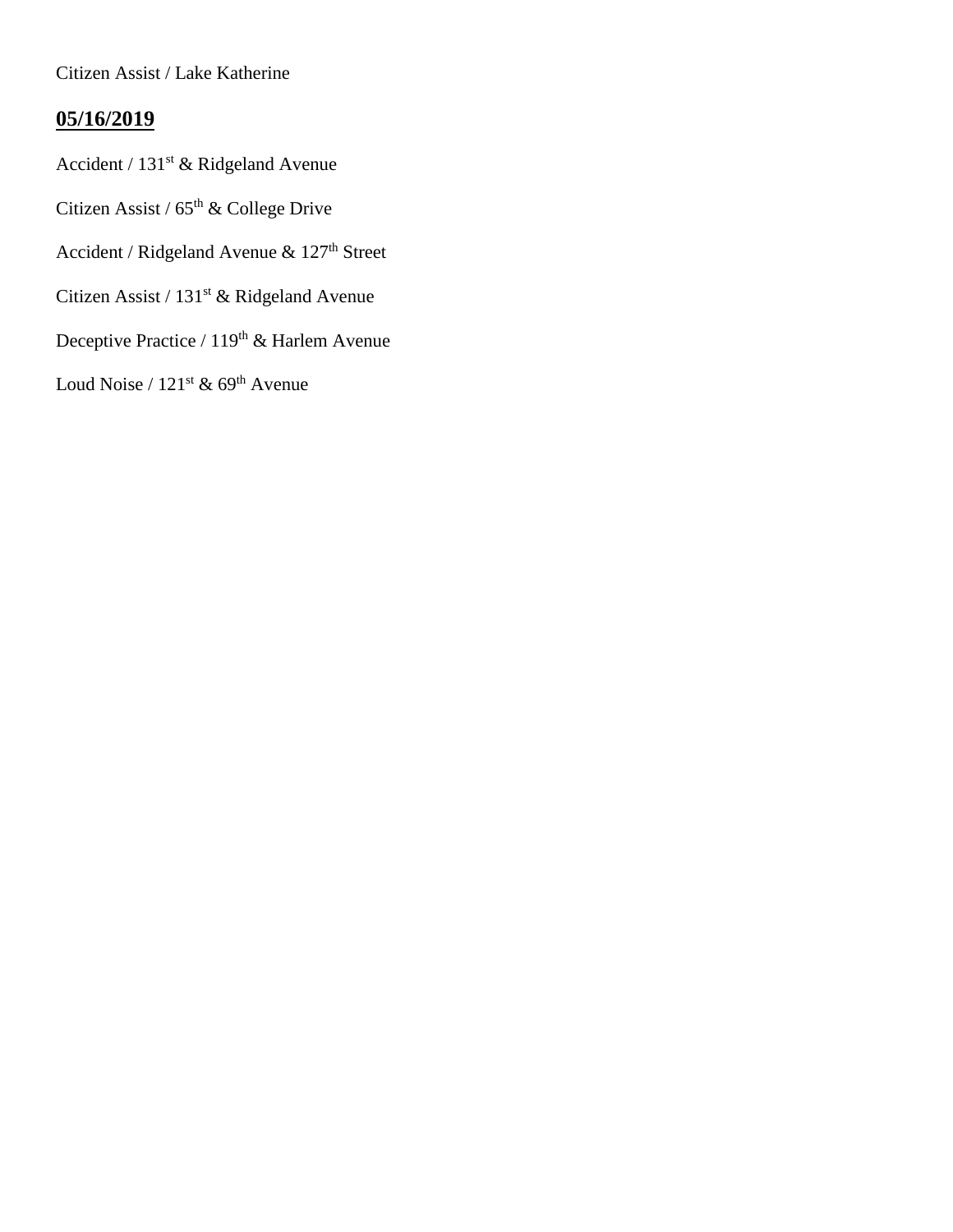Citizen Assist / Lake Katherine

**05/16/2019**

Accident / 131st & Ridgeland Avenue

Citizen Assist / 65th & College Drive

Accident / Ridgeland Avenue & 127th Street

Citizen Assist / 131st & Ridgeland Avenue

Deceptive Practice / 119th & Harlem Avenue

Loud Noise / 121st & 69th Avenue